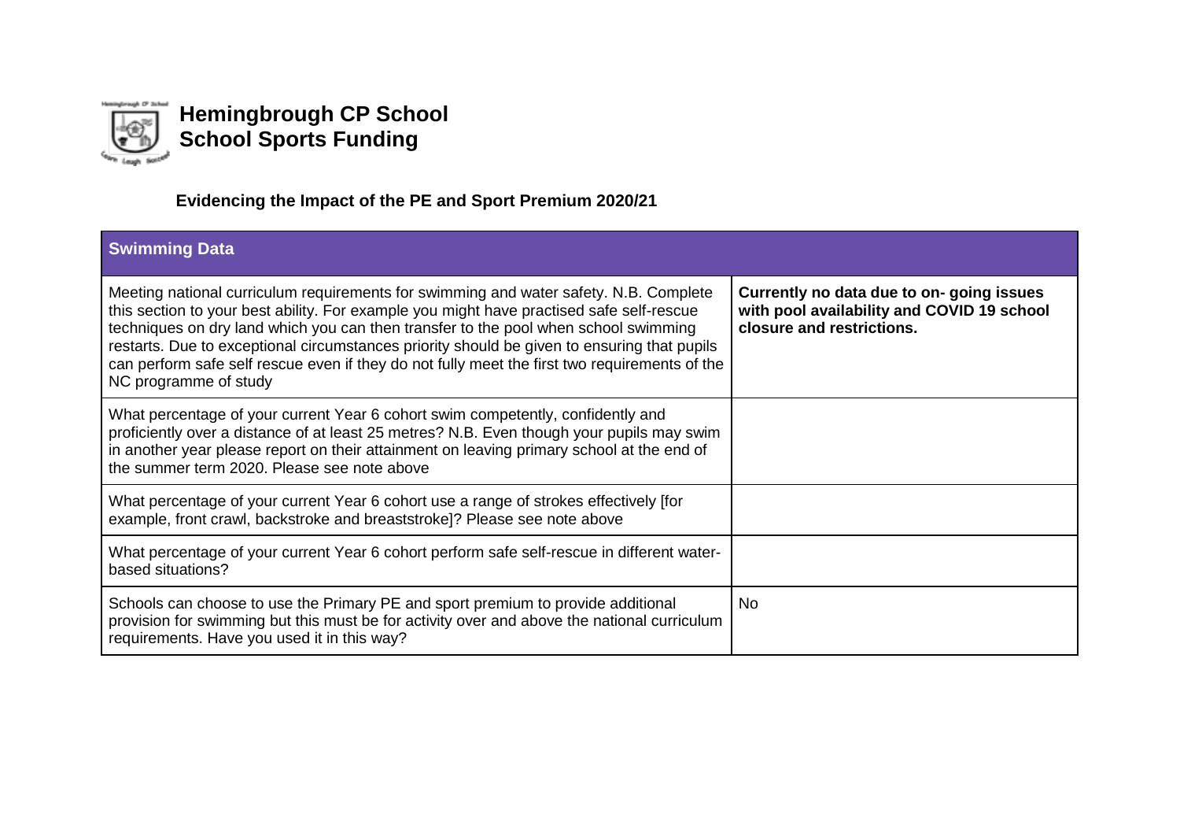# Hemingbrough CP School
# School Sports Funding

### Evidencing the Impact of the PE and Sport Premium 2020/21

| Swimming Data | |
|---|---|
| Meeting national curriculum requirements for swimming and water safety. N.B. Complete this section to your best ability. For example you might have practised safe self-rescue techniques on dry land which you can then transfer to the pool when school swimming restarts. Due to exceptional circumstances priority should be given to ensuring that pupils can perform safe self rescue even if they do not fully meet the first two requirements of the NC programme of study | **Currently no data due to on- going issues with pool availability and COVID 19 school closure and restrictions.** |
| What percentage of your current Year 6 cohort swim competently, confidently and proficiently over a distance of at least 25 metres? N.B. Even though your pupils may swim in another year please report on their attainment on leaving primary school at the end of the summer term 2020. Please see note above | |
| What percentage of your current Year 6 cohort use a range of strokes effectively [for example, front crawl, backstroke and breaststroke]? Please see note above | |
| What percentage of your current Year 6 cohort perform safe self-rescue in different water-based situations? | |
| Schools can choose to use the Primary PE and sport premium to provide additional provision for swimming but this must be for activity over and above the national curriculum requirements. Have you used it in this way? | No |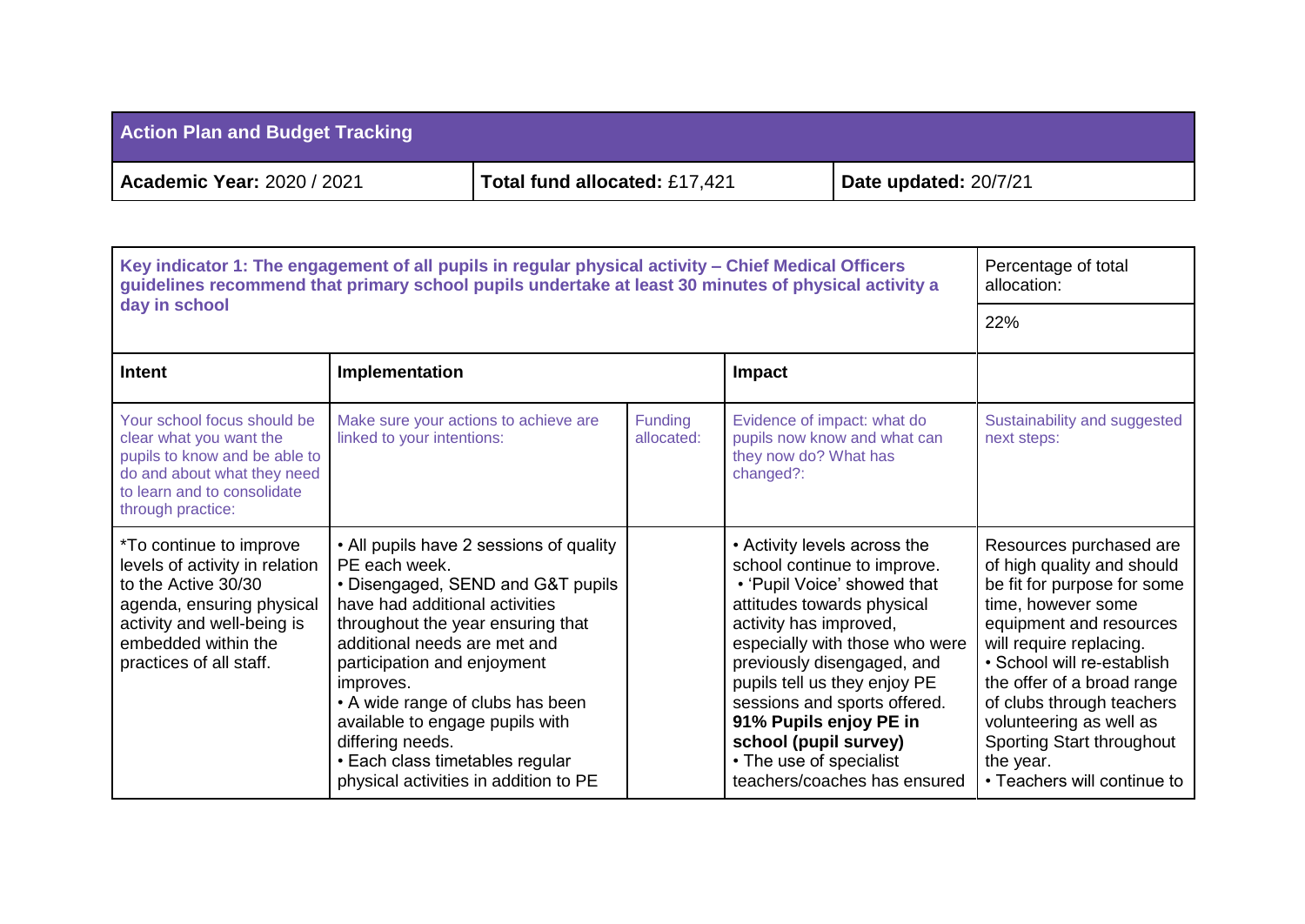| Action Plan and Budget Tracking | | |
|---|---|---|
| **Academic Year:** 2020 / 2021 | **Total fund allocated:** £17,421 | **Date updated:** 20/7/21 |

| **Key indicator 1: The engagement of all pupils in regular physical activity – Chief Medical Officers guidelines recommend that primary school pupils undertake at least 30 minutes of physical activity a day in school** | | | | Percentage of total allocation: 22% |
|---|---|---|---|---|
| **Intent** | **Implementation** | | **Impact** | |
| Your school focus should be clear what you want the pupils to know and be able to do and about what they need to learn and to consolidate through practice: | Make sure your actions to achieve are linked to your intentions: | Funding allocated: | Evidence of impact: what do pupils now know and what can they now do? What has changed?: | Sustainability and suggested next steps: |
| *To continue to improve levels of activity in relation to the Active 30/30 agenda, ensuring physical activity and well-being is embedded within the practices of all staff. | • All pupils have 2 sessions of quality PE each week.<br>• Disengaged, SEND and G&T pupils have had additional activities throughout the year ensuring that additional needs are met and participation and enjoyment improves.<br>• A wide range of clubs has been available to engage pupils with differing needs.<br>• Each class timetables regular physical activities in addition to PE | | • Activity levels across the school continue to improve.<br>• 'Pupil Voice' showed that attitudes towards physical activity has improved, especially with those who were previously disengaged, and pupils tell us they enjoy PE sessions and sports offered. **91% Pupils enjoy PE in school (pupil survey)**<br>• The use of specialist teachers/coaches has ensured | Resources purchased are of high quality and should be fit for purpose for some time, however some equipment and resources will require replacing.<br>• School will re-establish the offer of a broad range of clubs through teachers volunteering as well as Sporting Start throughout the year.<br>• Teachers will continue to |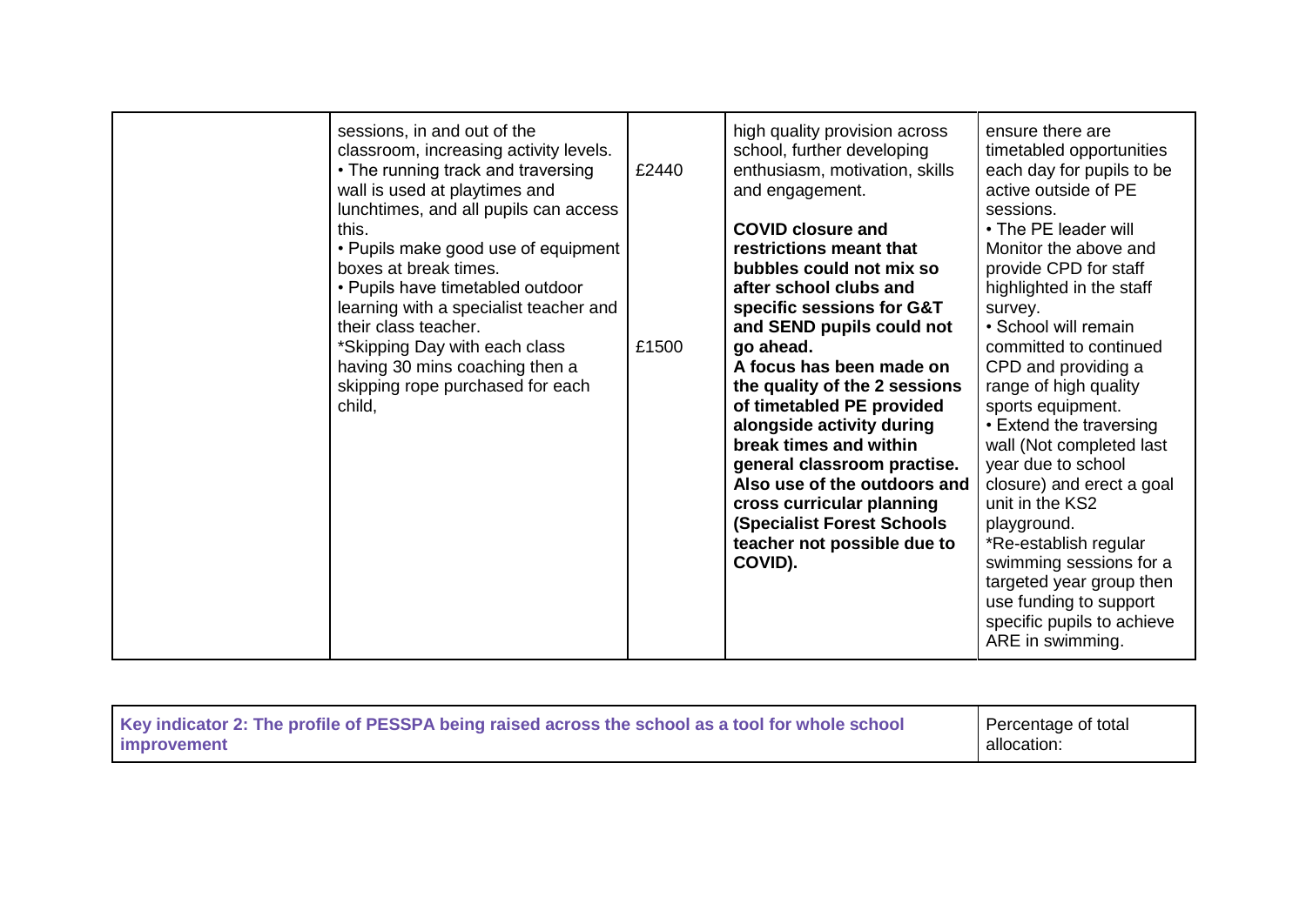| | | | | |
|---|---|---|---|---|
| | sessions, in and out of the classroom, increasing activity levels.<br>• The running track and traversing wall is used at playtimes and lunchtimes, and all pupils can access this.<br>• Pupils make good use of equipment boxes at break times.<br>• Pupils have timetabled outdoor learning with a specialist teacher and their class teacher.<br>*Skipping Day with each class having 30 mins coaching then a skipping rope purchased for each child, | £2440<br><br><br><br><br><br><br><br><br>£1500 | high quality provision across school, further developing enthusiasm, motivation, skills and engagement.<br><br>**COVID closure and restrictions meant that bubbles could not mix so after school clubs and specific sessions for G&T and SEND pupils could not go ahead.**<br>**A focus has been made on the quality of the 2 sessions of timetabled PE provided alongside activity during break times and within general classroom practise. Also use of the outdoors and cross curricular planning (Specialist Forest Schools teacher not possible due to COVID).** | ensure there are timetabled opportunities each day for pupils to be active outside of PE sessions.<br>• The PE leader will Monitor the above and provide CPD for staff highlighted in the staff survey.<br>• School will remain committed to continued CPD and providing a range of high quality sports equipment.<br>• Extend the traversing wall (Not completed last year due to school closure) and erect a goal unit in the KS2 playground.<br>*Re-establish regular swimming sessions for a targeted year group then use funding to support specific pupils to achieve ARE in swimming. |

| **Key indicator 2: The profile of PESSPA being raised across the school as a tool for whole school improvement** | Percentage of total allocation: |
|---|---|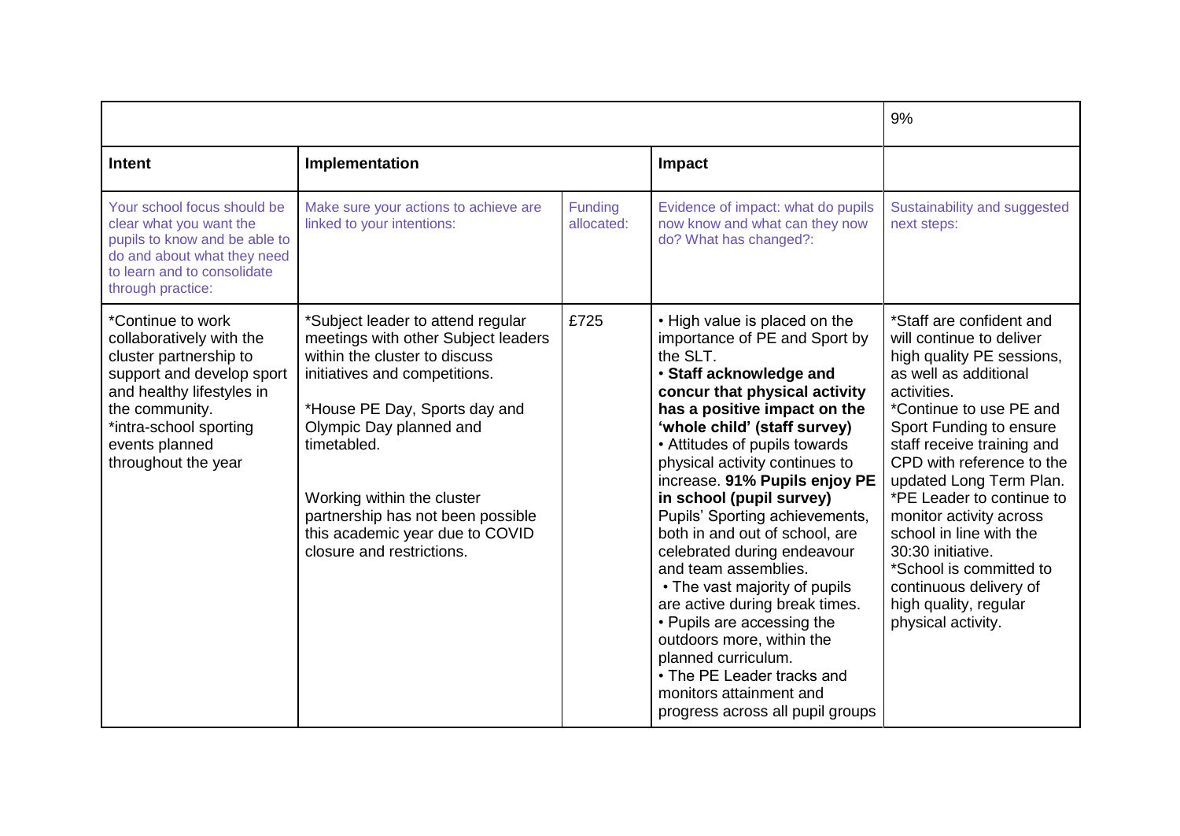| | | | | 9% |
|---|---|---|---|---|
| **Intent** | **Implementation** | | **Impact** | |
| Your school focus should be clear what you want the pupils to know and be able to do and about what they need to learn and to consolidate through practice: | Make sure your actions to achieve are linked to your intentions: | Funding allocated: | Evidence of impact: what do pupils now know and what can they now do? What has changed?: | Sustainability and suggested next steps: |
| *Continue to work collaboratively with the cluster partnership to support and develop sport and healthy lifestyles in the community.<br>*intra-school sporting events planned throughout the year | *Subject leader to attend regular meetings with other Subject leaders within the cluster to discuss initiatives and competitions.<br><br>*House PE Day, Sports day and Olympic Day planned and timetabled.<br><br>Working within the cluster partnership has not been possible this academic year due to COVID closure and restrictions. | £725 | • High value is placed on the importance of PE and Sport by the SLT.<br>• **Staff acknowledge and concur that physical activity has a positive impact on the 'whole child' (staff survey)**<br>• Attitudes of pupils towards physical activity continues to increase. **91% Pupils enjoy PE in school (pupil survey)**<br>Pupils' Sporting achievements, both in and out of school, are celebrated during endeavour and team assemblies.<br>• The vast majority of pupils are active during break times.<br>• Pupils are accessing the outdoors more, within the planned curriculum.<br>• The PE Leader tracks and monitors attainment and progress across all pupil groups | *Staff are confident and will continue to deliver high quality PE sessions, as well as additional activities.<br>*Continue to use PE and Sport Funding to ensure staff receive training and CPD with reference to the updated Long Term Plan.<br>*PE Leader to continue to monitor activity across school in line with the 30:30 initiative.<br>*School is committed to continuous delivery of high quality, regular physical activity. |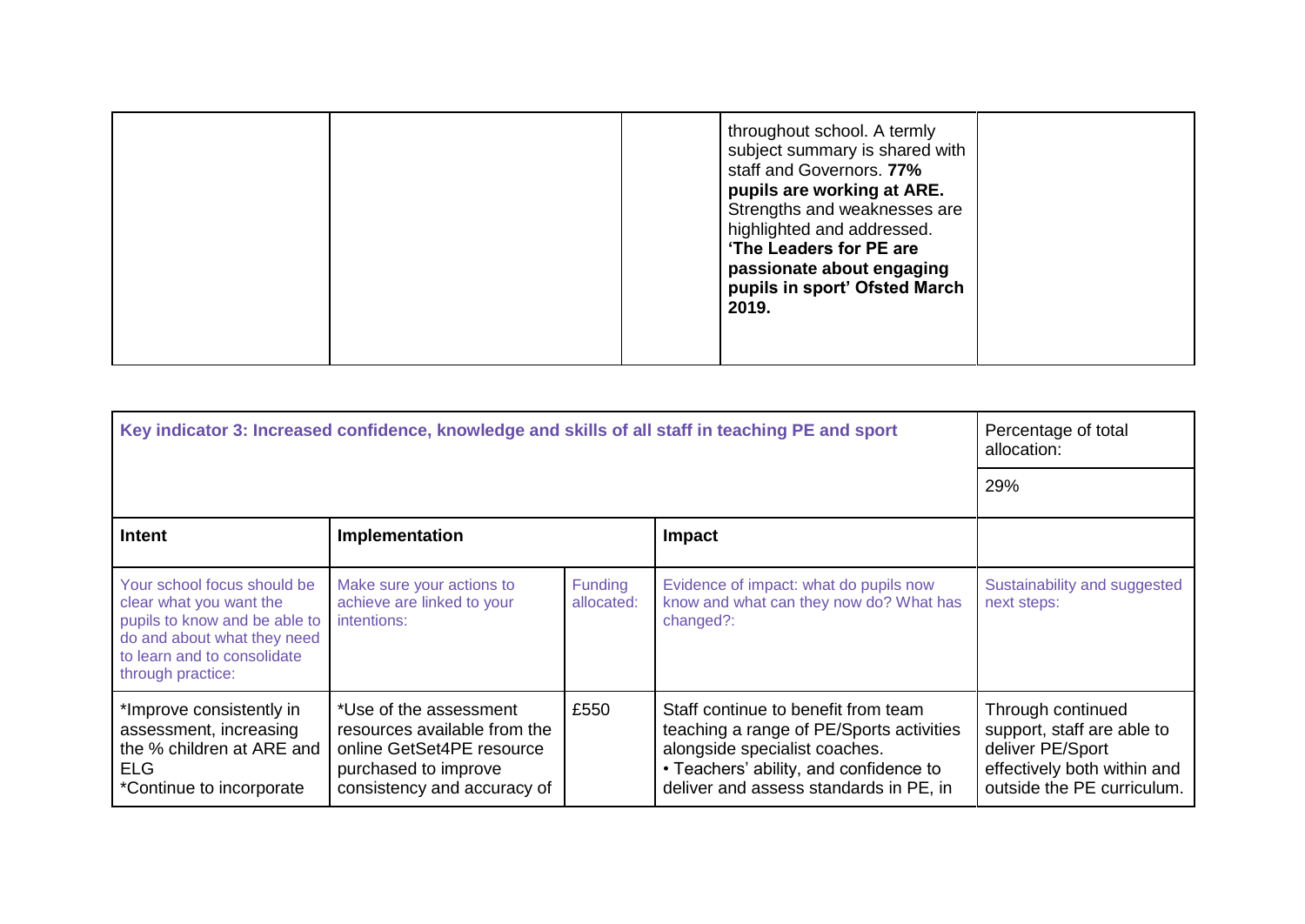| | | | | |
|---|---|---|---|---|
| | | | throughout school. A termly subject summary is shared with staff and Governors. **77% pupils are working at ARE.** Strengths and weaknesses are highlighted and addressed. **'The Leaders for PE are passionate about engaging pupils in sport' Ofsted March 2019.** | |

| Key indicator 3: Increased confidence, knowledge and skills of all staff in teaching PE and sport | | | | Percentage of total allocation: |
|---|---|---|---|---|
| | | | | 29% |
| **Intent** | **Implementation** | | **Impact** | |
| Your school focus should be clear what you want the pupils to know and be able to do and about what they need to learn and to consolidate through practice: | Make sure your actions to achieve are linked to your intentions: | Funding allocated: | Evidence of impact: what do pupils now know and what can they now do? What has changed?: | Sustainability and suggested next steps: |
| *Improve consistently in assessment, increasing the % children at ARE and ELG *Continue to incorporate | *Use of the assessment resources available from the online GetSet4PE resource purchased to improve consistency and accuracy of | £550 | Staff continue to benefit from team teaching a range of PE/Sports activities alongside specialist coaches. • Teachers' ability, and confidence to deliver and assess standards in PE, in | Through continued support, staff are able to deliver PE/Sport effectively both within and outside the PE curriculum. |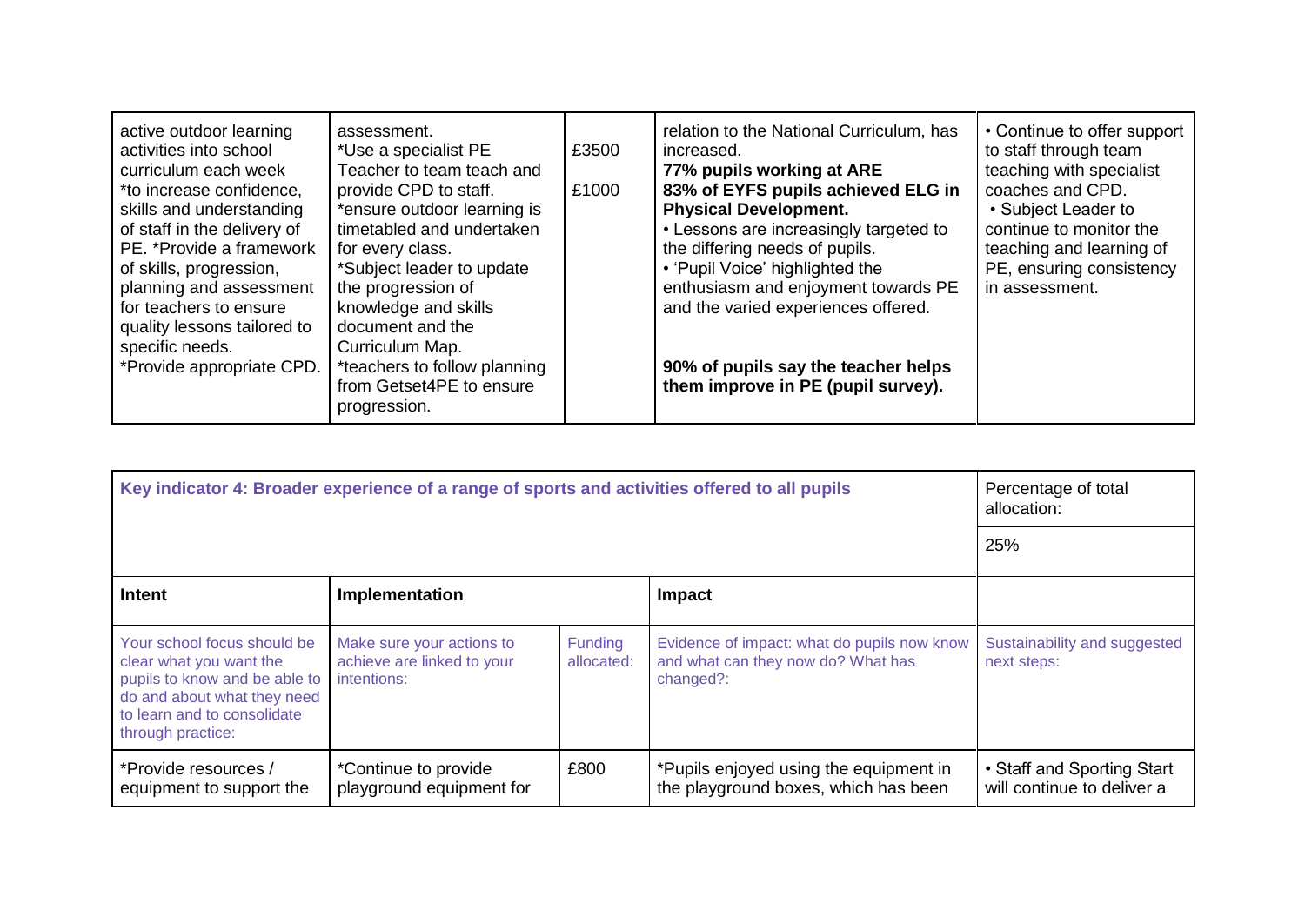| | | | | |
|---|---|---|---|---|
| active outdoor learning activities into school curriculum each week *to increase confidence, skills and understanding of staff in the delivery of PE. *Provide a framework of skills, progression, planning and assessment for teachers to ensure quality lessons tailored to specific needs. *Provide appropriate CPD. | assessment. *Use a specialist PE Teacher to team teach and provide CPD to staff. *ensure outdoor learning is timetabled and undertaken for every class. *Subject leader to update the progression of knowledge and skills document and the Curriculum Map. *teachers to follow planning from Getset4PE to ensure progression. | £3500<br><br>£1000 | relation to the National Curriculum, has increased. **77% pupils working at ARE** **83% of EYFS pupils achieved ELG in Physical Development.** • Lessons are increasingly targeted to the differing needs of pupils. • 'Pupil Voice' highlighted the enthusiasm and enjoyment towards PE and the varied experiences offered.<br><br>**90% of pupils say the teacher helps them improve in PE (pupil survey).** | • Continue to offer support to staff through team teaching with specialist coaches and CPD. • Subject Leader to continue to monitor the teaching and learning of PE, ensuring consistency in assessment. |

| **Key indicator 4: Broader experience of a range of sports and activities offered to all pupils** | | | | Percentage of total allocation: |
|---|---|---|---|---|
| | | | | 25% |
| **Intent** | **Implementation** | | **Impact** | |
| Your school focus should be clear what you want the pupils to know and be able to do and about what they need to learn and to consolidate through practice: | Make sure your actions to achieve are linked to your intentions: | Funding allocated: | Evidence of impact: what do pupils now know and what can they now do? What has changed?: | Sustainability and suggested next steps: |
| *Provide resources / equipment to support the | *Continue to provide playground equipment for | £800 | *Pupils enjoyed using the equipment in the playground boxes, which has been | • Staff and Sporting Start will continue to deliver a |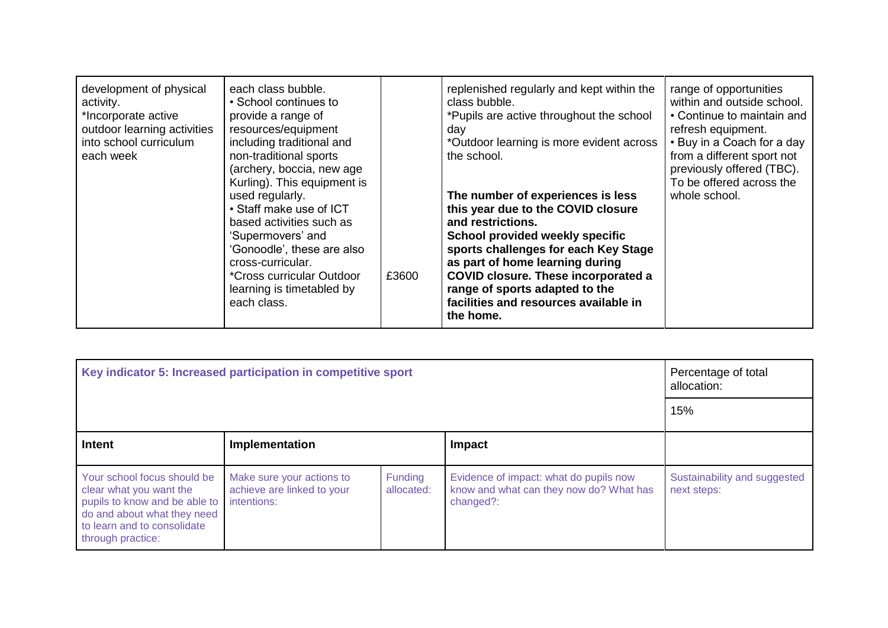| | | | | |
|---|---|---|---|---|
| development of physical activity.<br>*Incorporate active outdoor learning activities into school curriculum each week | each class bubble.<br>• School continues to provide a range of resources/equipment including traditional and non-traditional sports (archery, boccia, new age Kurling). This equipment is used regularly.<br>• Staff make use of ICT based activities such as 'Supermovers' and 'Gonoodle', these are also cross-curricular.<br>*Cross curricular Outdoor learning is timetabled by each class. | £3600 | replenished regularly and kept within the class bubble.<br>*Pupils are active throughout the school day<br>*Outdoor learning is more evident across the school.<br><br>**The number of experiences is less this year due to the COVID closure and restrictions.**<br>**School provided weekly specific sports challenges for each Key Stage as part of home learning during COVID closure. These incorporated a range of sports adapted to the facilities and resources available in the home.** | range of opportunities within and outside school.<br>• Continue to maintain and refresh equipment.<br>• Buy in a Coach for a day from a different sport not previously offered (TBC). To be offered across the whole school. |

| **Key indicator 5: Increased participation in competitive sport** | | | | Percentage of total allocation: |
|---|---|---|---|---|
| | | | | 15% |
| **Intent** | **Implementation** | | **Impact** | |
| Your school focus should be clear what you want the pupils to know and be able to do and about what they need to learn and to consolidate through practice: | Make sure your actions to achieve are linked to your intentions: | Funding allocated: | Evidence of impact: what do pupils now know and what can they now do? What has changed?: | Sustainability and suggested next steps: |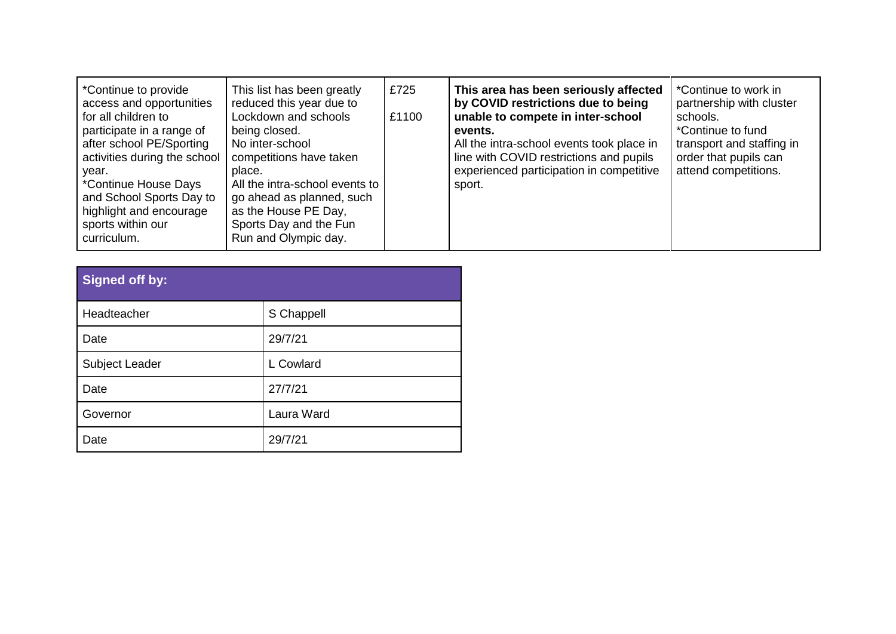| | | | | |
|---|---|---|---|---|
| *Continue to provide access and opportunities for all children to participate in a range of after school PE/Sporting activities during the school year.<br>*Continue House Days and School Sports Day to highlight and encourage sports within our curriculum. | This list has been greatly reduced this year due to Lockdown and schools being closed.<br>No inter-school competitions have taken place.<br>All the intra-school events to go ahead as planned, such as the House PE Day, Sports Day and the Fun Run and Olympic day. | £725<br><br>£1100 | **This area has been seriously affected by COVID restrictions due to being unable to compete in inter-school events.**<br>All the intra-school events took place in line with COVID restrictions and pupils experienced participation in competitive sport. | *Continue to work in partnership with cluster schools.<br>*Continue to fund transport and staffing in order that pupils can attend competitions. |

| **Signed off by:** | |
|---|---|
| Headteacher | S Chappell |
| Date | 29/7/21 |
| Subject Leader | L Cowlard |
| Date | 27/7/21 |
| Governor | Laura Ward |
| Date | 29/7/21 |